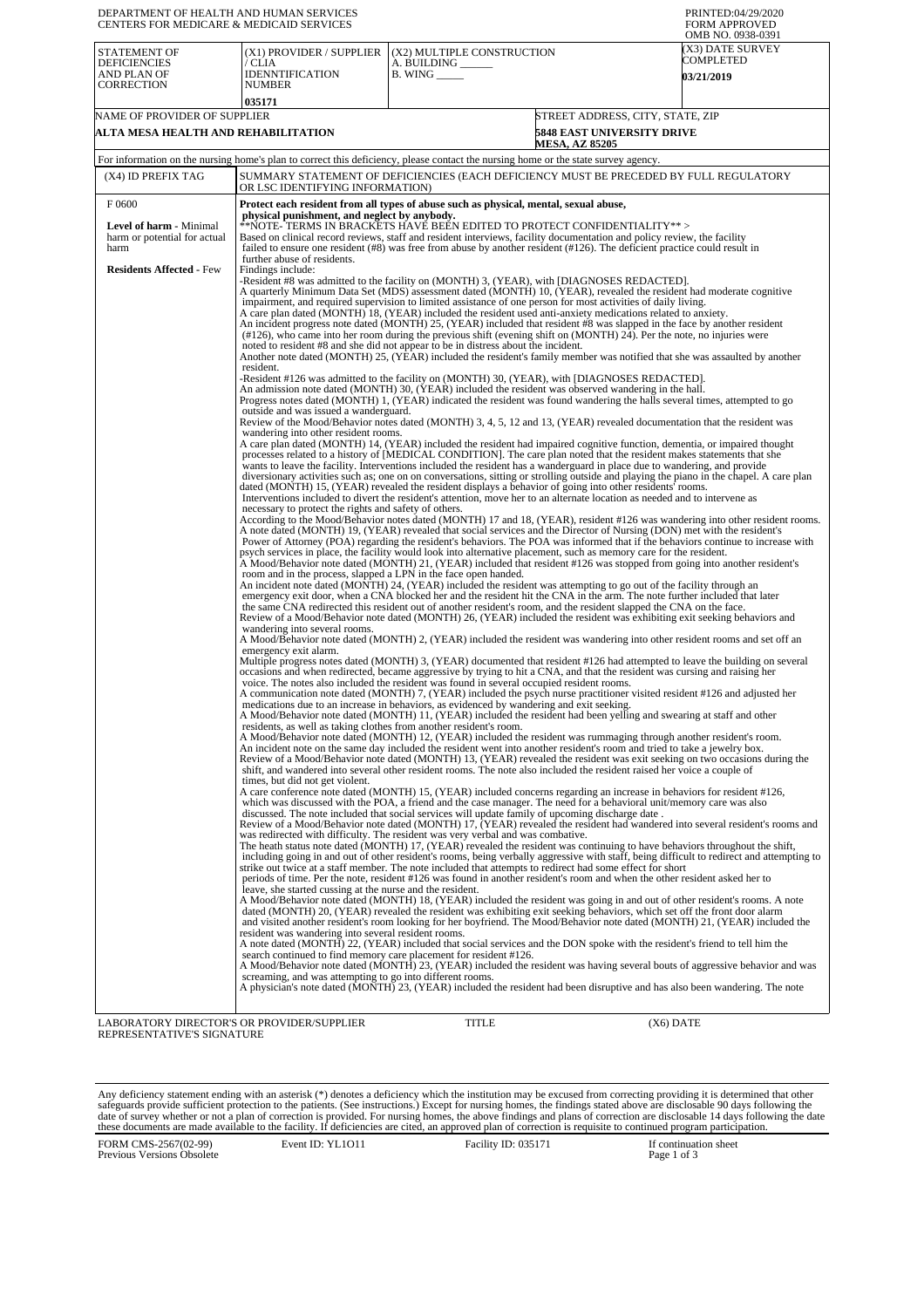DEPARTMENT OF HEALTH AND HUMAN SERVICES
CENTERS FOR MEDICARE & MEDICAID SERVICES

PRINTED:04/29/2020
FORM APPROVED
OMB NO. 0938-0391

| STATEMENT OF DEFICIENCIES AND PLAN OF CORRECTION | (X1) PROVIDER / SUPPLIER / CLIA IDENNTIFICATION NUMBER | (X2) MULTIPLE CONSTRUCTION | (X3) DATE SURVEY COMPLETED |
|---|---|---|---|
| | 035171 | A. BUILDING ______ B. WING _____ | 03/21/2019 |

| NAME OF PROVIDER OF SUPPLIER | STREET ADDRESS, CITY, STATE, ZIP |
|---|---|
| ALTA MESA HEALTH AND REHABILITATION | 5848 EAST UNIVERSITY DRIVE MESA, AZ 85205 |

For information on the nursing home's plan to correct this deficiency, please contact the nursing home or the state survey agency.

| (X4) ID PREFIX TAG | SUMMARY STATEMENT OF DEFICIENCIES (EACH DEFICIENCY MUST BE PRECEDED BY FULL REGULATORY OR LSC IDENTIFYING INFORMATION) |
|---|---|
| F 0600<br><br>**Level of harm** - Minimal harm or potential for actual harm<br><br>**Residents Affected** - Few | **Protect each resident from all types of abuse such as physical, mental, sexual abuse, physical punishment, and neglect by anybody.**<br>**NOTE- TERMS IN BRACKETS HAVE BEEN EDITED TO PROTECT CONFIDENTIALITY** ><br>Based on clinical record reviews, staff and resident interviews, facility documentation and policy review, the facility failed to ensure one resident (#8) was free from abuse by another resident (#126). The deficient practice could result in further abuse of residents.<br>Findings include:<br>-Resident #8 was admitted to the facility on (MONTH) 3, (YEAR), with [DIAGNOSES REDACTED].<br>A quarterly Minimum Data Set (MDS) assessment dated (MONTH) 10, (YEAR), revealed the resident had moderate cognitive impairment, and required supervision to limited assistance of one person for most activities of daily living.<br>A care plan dated (MONTH) 18, (YEAR) included the resident used anti-anxiety medications related to anxiety.<br>An incident progress note dated (MONTH) 25, (YEAR) included that resident #8 was slapped in the face by another resident (#126), who came into her room during the previous shift (evening shift on (MONTH) 24). Per the note, no injuries were noted to resident #8 and she did not appear to be in distress about the incident.<br>Another note dated (MONTH) 25, (YEAR) included the resident's family member was notified that she was assaulted by another resident.<br>-Resident #126 was admitted to the facility on (MONTH) 30, (YEAR), with [DIAGNOSES REDACTED].<br>An admission note dated (MONTH) 30, (YEAR) included the resident was observed wandering in the hall.<br>Progress notes dated (MONTH) 1, (YEAR) indicated the resident was found wandering the halls several times, attempted to go outside and was issued a wanderguard.<br>Review of the Mood/Behavior notes dated (MONTH) 3, 4, 5, 12 and 13, (YEAR) revealed documentation that the resident was wandering into other resident rooms.<br>A care plan dated (MONTH) 14, (YEAR) included the resident had impaired cognitive function, dementia, or impaired thought processes related to a history of [MEDICAL CONDITION]. The care plan noted that the resident makes statements that she wants to leave the facility. Interventions included the resident has a wanderguard in place due to wandering, and provide diversionary activities such as; one on one conversations, sitting or strolling outside and playing the piano in the chapel. A care plan dated (MONTH) 15, (YEAR) revealed the resident displays a behavior of going into other residents' rooms. Interventions included to divert the resident's attention, move her to an alternate location as needed and to intervene as necessary to protect the rights and safety of others.<br>According to the Mood/Behavior notes dated (MONTH) 17 and 18, (YEAR), resident #126 was wandering into other resident rooms.<br>A note dated (MONTH) 19, (YEAR) revealed that social services and the Director of Nursing (DON) met with the resident's Power of Attorney (POA) regarding the resident's behaviors. The POA was informed that if the behaviors continue to increase with psych services in place, the facility would look into alternative placement, such as memory care for the resident.<br>A Mood/Behavior note dated (MONTH) 21, (YEAR) included that resident #126 was stopped from going into another resident's room and in the process, slapped a LPN in the face open handed.<br>An incident note dated (MONTH) 24, (YEAR) included the resident was attempting to go out of the facility through an emergency exit door, when a CNA blocked her and the resident hit the CNA in the arm. The note further included that later the same CNA redirected this resident out of another resident's room, and the resident slapped the CNA on the face.<br>Review of a Mood/Behavior note dated (MONTH) 26, (YEAR) included the resident was exhibiting exit seeking behaviors and wandering into several rooms.<br>A Mood/Behavior note dated (MONTH) 2, (YEAR) included the resident was wandering into other resident rooms and set off an emergency exit alarm.<br>Multiple progress notes dated (MONTH) 3, (YEAR) documented that resident #126 had attempted to leave the building on several occasions and when redirected, became aggressive by trying to hit a CNA, and that the resident was cursing and raising her voice. The notes also included the resident was found in several occupied resident rooms.<br>A communication note dated (MONTH) 7, (YEAR) included the psych nurse practitioner visited resident #126 and adjusted her medications due to an increase in behaviors, as evidenced by wandering and exit seeking.<br>A Mood/Behavior note dated (MONTH) 11, (YEAR) included the resident had been yelling and swearing at staff and other residents, as well as taking clothes from another resident's room.<br>A Mood/Behavior note dated (MONTH) 12, (YEAR) included the resident was rummaging through another resident's room.<br>An incident note on the same day included the resident went into another resident's room and tried to take a jewelry box.<br>Review of a Mood/Behavior note dated (MONTH) 13, (YEAR) revealed the resident was exit seeking on two occasions during the shift, and wandered into several other resident rooms. The note also included the resident raised her voice a couple of times, but did not get violent.<br>A care conference note dated (MONTH) 15, (YEAR) included concerns regarding an increase in behaviors for resident #126, which was discussed with the POA, a friend and the case manager. The need for a behavioral unit/memory care was also discussed. The note included that social services will update family of upcoming discharge date .<br>Review of a Mood/Behavior note dated (MONTH) 17, (YEAR) revealed the resident had wandered into several resident's rooms and was redirected with difficulty. The resident was very verbal and was combative.<br>The heath status note dated (MONTH) 17, (YEAR) revealed the resident was continuing to have behaviors throughout the shift, including going in and out of other resident's rooms, being verbally aggressive with staff, being difficult to redirect and attempting to strike out twice at a staff member. The note included that attempts to redirect had some effect for short periods of time. Per the note, resident #126 was found in another resident's room and when the other resident asked her to leave, she started cussing at the nurse and the resident.<br>A Mood/Behavior note dated (MONTH) 18, (YEAR) included the resident was going in and out of other resident's rooms. A note dated (MONTH) 20, (YEAR) revealed the resident was exhibiting exit seeking behaviors, which set off the front door alarm and visited another resident's room looking for her boyfriend. The Mood/Behavior note dated (MONTH) 21, (YEAR) included the resident was wandering into several resident rooms.<br>A note dated (MONTH) 22, (YEAR) included that social services and the DON spoke with the resident's friend to tell him the search continued to find memory care placement for resident #126.<br>A Mood/Behavior note dated (MONTH) 23, (YEAR) included the resident was having several bouts of aggressive behavior and was screaming, and was attempting to go into different rooms.<br>A physician's note dated (MONTH) 23, (YEAR) included the resident had been disruptive and has also been wandering. The note |

LABORATORY DIRECTOR'S OR PROVIDER/SUPPLIER REPRESENTATIVE'S SIGNATURE | TITLE | (X6) DATE

Any deficiency statement ending with an asterisk (*) denotes a deficiency which the institution may be excused from correcting providing it is determined that other safeguards provide sufficient protection to the patients. (See instructions.) Except for nursing homes, the findings stated above are disclosable 90 days following the date of survey whether or not a plan of correction is provided. For nursing homes, the above findings and plans of correction are disclosable 14 days following the date these documents are made available to the facility. If deficiencies are cited, an approved plan of correction is requisite to continued program participation.

FORM CMS-2567(02-99) Previous Versions Obsolete | Event ID: YL1O11 | Facility ID: 035171 | If continuation sheet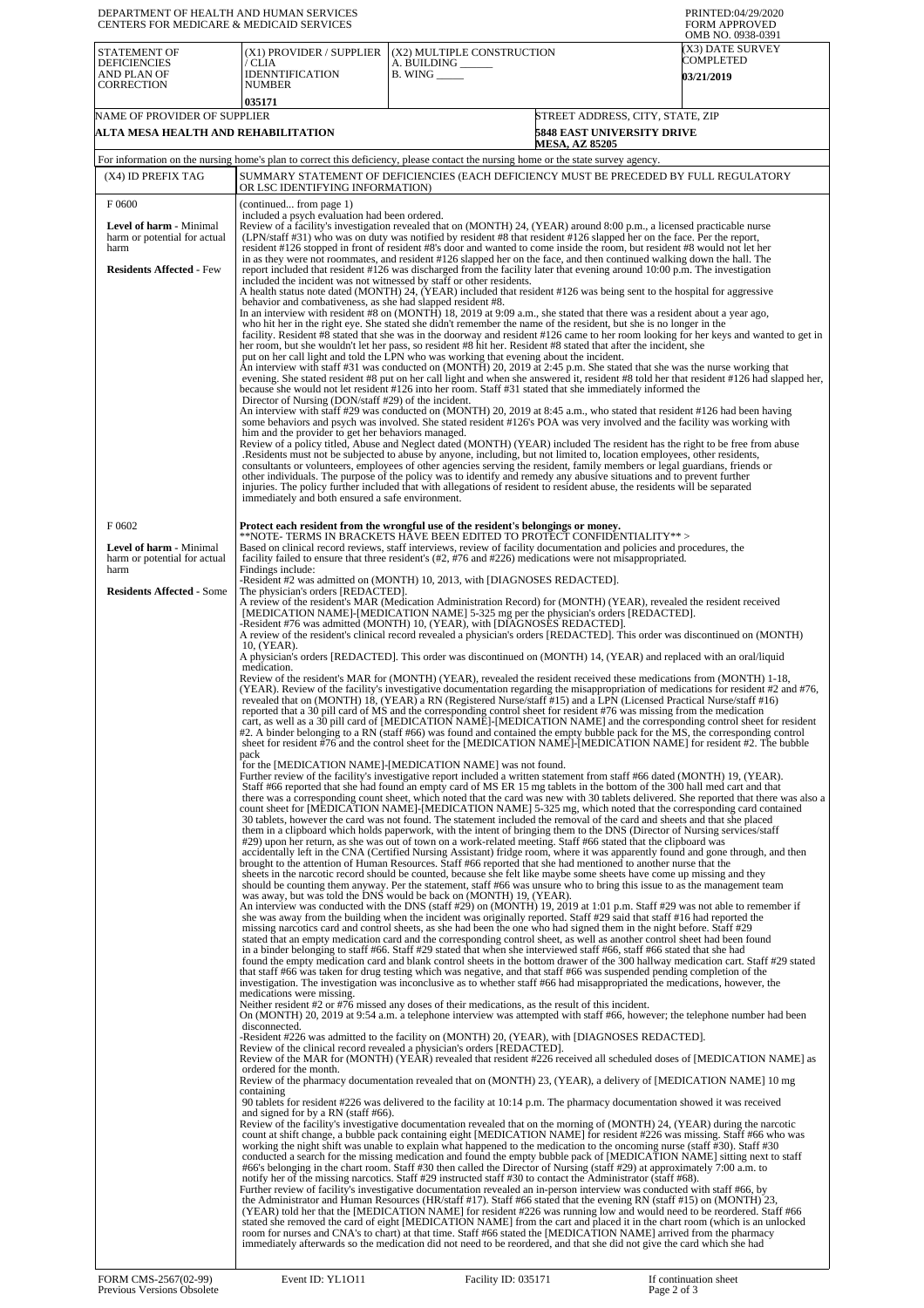DEPARTMENT OF HEALTH AND HUMAN SERVICES
CENTERS FOR MEDICARE & MEDICAID SERVICES

PRINTED:04/29/2020
FORM APPROVED
OMB NO. 0938-0391

| STATEMENT OF DEFICIENCIES AND PLAN OF CORRECTION | (X1) PROVIDER / SUPPLIER / CLIA IDENNTIFICATION NUMBER | (X2) MULTIPLE CONSTRUCTION A. BUILDING ______ B. WING _____ | (X3) DATE SURVEY COMPLETED |
|---|---|---|---|
| | 035171 | | 03/21/2019 |

| NAME OF PROVIDER OF SUPPLIER | STREET ADDRESS, CITY, STATE, ZIP |
|---|---|
| ALTA MESA HEALTH AND REHABILITATION | 5848 EAST UNIVERSITY DRIVE MESA, AZ 85205 |

For information on the nursing home's plan to correct this deficiency, please contact the nursing home or the state survey agency.

| (X4) ID PREFIX TAG | SUMMARY STATEMENT OF DEFICIENCIES (EACH DEFICIENCY MUST BE PRECEDED BY FULL REGULATORY OR LSC IDENTIFYING INFORMATION) |
|---|---|
| F 0600 **Level of harm** - Minimal harm or potential for actual harm **Residents Affected** - Few | (continued... from page 1) included a psych evaluation had been ordered. Review of a facility's investigation revealed that on (MONTH) 24, (YEAR) around 8:00 p.m., a licensed practicable nurse (LPN/staff #31) who was on duty was notified by resident #8 that resident #126 slapped her on the face. Per the report, resident #126 stopped in front of resident #8's door and wanted to come inside the room, but resident #8 would not let her in as they were not roommates, and resident #126 slapped her on the face, and then continued walking down the hall. The report included that resident #126 was discharged from the facility later that evening around 10:00 p.m. The investigation included the incident was not witnessed by staff or other residents. A health status note dated (MONTH) 24, (YEAR) included that resident #126 was being sent to the hospital for aggressive behavior and combativeness, as she had slapped resident #8. In an interview with resident #8 on (MONTH) 18, 2019 at 9:09 a.m., she stated that there was a resident about a year ago, who hit her in the right eye. She stated she didn't remember the name of the resident, but she is no longer in the facility. Resident #8 stated that she was in the doorway and resident #126 came to her room looking for her keys and wanted to get in her room, but she wouldn't let her pass, so resident #8 hit her. Resident #8 stated that after the incident, she put on her call light and told the LPN who was working that evening about the incident. An interview with staff #31 was conducted on (MONTH) 20, 2019 at 2:45 p.m. She stated that she was the nurse working that evening. She stated resident #8 put on her call light and when she answered it, resident #8 told her that resident #126 had slapped her, because she would not let resident #126 into her room. Staff #31 stated that she immediately informed the Director of Nursing (DON/staff #29) of the incident. An interview with staff #29 was conducted on (MONTH) 20, 2019 at 8:45 a.m., who stated that resident #126 had been having some behaviors and psych was involved. She stated resident #126's POA was very involved and the facility was working with him and the provider to get her behaviors managed. Review of a policy titled, Abuse and Neglect dated (MONTH) (YEAR) included The resident has the right to be free from abuse .Residents must not be subjected to abuse by anyone, including, but not limited to, location employees, other residents, consultants or volunteers, employees of other agencies serving the resident, family members or legal guardians, friends or other individuals. The purpose of the policy was to identify and remedy any abusive situations and to prevent further injuries. The policy further included that with allegations of resident to resident abuse, the residents will be separated immediately and both ensured a safe environment. |
| F 0602 **Level of harm** - Minimal harm or potential for actual harm **Residents Affected** - Some | **Protect each resident from the wrongful use of the resident's belongings or money.** **NOTE- TERMS IN BRACKETS HAVE BEEN EDITED TO PROTECT CONFIDENTIALITY** > Based on clinical record reviews, staff interviews, review of facility documentation and policies and procedures, the facility failed to ensure that three resident's (#2, #76 and #226) medications were not misappropriated. Findings include: -Resident #2 was admitted on (MONTH) 10, 2013, with [DIAGNOSES REDACTED]. The physician's orders [REDACTED]. A review of the resident's MAR (Medication Administration Record) for (MONTH) (YEAR), revealed the resident received [MEDICATION NAME]-[MEDICATION NAME] 5-325 mg per the physician's orders [REDACTED]. -Resident #76 was admitted (MONTH) 10, (YEAR), with [DIAGNOSES REDACTED]. A review of the resident's clinical record revealed a physician's orders [REDACTED]. This order was discontinued on (MONTH) 10, (YEAR). A physician's orders [REDACTED]. This order was discontinued on (MONTH) 14, (YEAR) and replaced with an oral/liquid medication. Review of the resident's MAR for (MONTH) (YEAR), revealed the resident received these medications from (MONTH) 1-18, (YEAR). Review of the facility's investigative documentation regarding the misappropriation of medications for resident #2 and #76, revealed that on (MONTH) 18, (YEAR) a RN (Registered Nurse/staff #15) and a LPN (Licensed Practical Nurse/staff #16) reported that a 30 pill card of MS and the corresponding control sheet for resident #76 was missing from the medication cart, as well as a 30 pill card of [MEDICATION NAME]-[MEDICATION NAME] and the corresponding control sheet for resident #2. A binder belonging to a RN (staff #66) was found and contained the empty bubble pack for the MS, the corresponding control sheet for resident #76 and the control sheet for the [MEDICATION NAME]-[MEDICATION NAME] for resident #2. The bubble pack for the [MEDICATION NAME]-[MEDICATION NAME] was not found. Further review of the facility's investigative report included a written statement from staff #66 dated (MONTH) 19, (YEAR). Staff #66 reported that she had found an empty card of MS ER 15 mg tablets in the bottom of the 300 hall med cart and that there was a corresponding count sheet, which noted that the card was new with 30 tablets delivered. She reported that there was also a count sheet for [MEDICATION NAME]-[MEDICATION NAME] 5-325 mg, which noted that the corresponding card contained 30 tablets, however the card was not found. The statement included the removal of the card and sheets and that she placed them in a clipboard which holds paperwork, with the intent of bringing them to the DNS (Director of Nursing services/staff #29) upon her return, as she was out of town on a work-related meeting. Staff #66 stated that the clipboard was accidentally left in the CNA (Certified Nursing Assistant) fridge room, where it was apparently found and gone through, and then brought to the attention of Human Resources. Staff #66 reported that she had mentioned to another nurse that the sheets in the narcotic record should be counted, because she felt like maybe some sheets have come up missing and they should be counting them anyway. Per the statement, staff #66 was unsure who to bring this issue to as the management team was away, but was told the DNS would be back on (MONTH) 19, (YEAR). An interview was conducted with the DNS (staff #29) on (MONTH) 19, 2019 at 1:01 p.m. Staff #29 was not able to remember if she was away from the building when the incident was originally reported. Staff #29 said that staff #16 had reported the missing narcotics card and control sheets, as she had been the one who had signed them in the night before. Staff #29 stated that an empty medication card and the corresponding control sheet, as well as another control sheet had been found in a binder belonging to staff #66. Staff #29 stated that when she interviewed staff #66, staff #66 stated that she had found the empty medication card and blank control sheets in the bottom drawer of the 300 hallway medication cart. Staff #29 stated that staff #66 was taken for drug testing which was negative, and that staff #66 was suspended pending completion of the investigation. The investigation was inconclusive as to whether staff #66 had misappropriated the medications, however, the medications were missing. Neither resident #2 or #76 missed any doses of their medications, as the result of this incident. On (MONTH) 20, 2019 at 9:54 a.m. a telephone interview was attempted with staff #66, however; the telephone number had been disconnected. -Resident #226 was admitted to the facility on (MONTH) 20, (YEAR), with [DIAGNOSES REDACTED]. Review of the clinical record revealed a physician's orders [REDACTED]. Review of the MAR for (MONTH) (YEAR) revealed that resident #226 received all scheduled doses of [MEDICATION NAME] as ordered for the month. Review of the pharmacy documentation revealed that on (MONTH) 23, (YEAR), a delivery of [MEDICATION NAME] 10 mg containing 90 tablets for resident #226 was delivered to the facility at 10:14 p.m. The pharmacy documentation showed it was received and signed for by a RN (staff #66). Review of the facility's investigative documentation revealed that on the morning of (MONTH) 24, (YEAR) during the narcotic count at shift change, a bubble pack containing eight [MEDICATION NAME] for resident #226 was missing. Staff #66 who was working the night shift was unable to explain what happened to the medication to the oncoming nurse (staff #30). Staff #30 conducted a search for the missing medication and found the empty bubble pack of [MEDICATION NAME] sitting next to staff #66's belonging in the chart room. Staff #30 then called the Director of Nursing (staff #29) at approximately 7:00 a.m. to notify her of the missing narcotics. Staff #29 instructed staff #30 to contact the Administrator (staff #68). Further review of facility's investigative documentation revealed an in-person interview was conducted with staff #66, by the Administrator and Human Resources (HR/staff #17). Staff #66 stated that the evening RN (staff #15) on (MONTH) 23, (YEAR) told her that the [MEDICATION NAME] for resident #226 was running low and would need to be reordered. Staff #66 stated she removed the card of eight [MEDICATION NAME] from the cart and placed it in the chart room (which is an unlocked room for nurses and CNA's to chart) at that time. Staff #66 stated the [MEDICATION NAME] arrived from the pharmacy immediately afterwards so the medication did not need to be reordered, and that she did not give the card which she had |

FORM CMS-2567(02-99) Previous Versions Obsolete | Event ID: YL1O11 | Facility ID: 035171 | If continuation sheet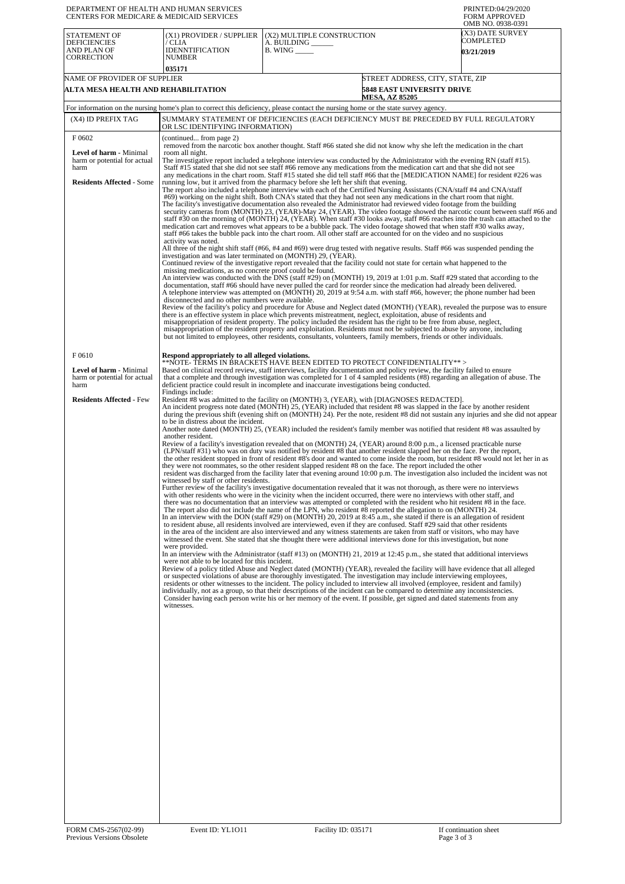DEPARTMENT OF HEALTH AND HUMAN SERVICES
CENTERS FOR MEDICARE & MEDICAID SERVICES

PRINTED:04/29/2020
FORM APPROVED
OMB NO. 0938-0391

| STATEMENT OF DEFICIENCIES AND PLAN OF CORRECTION | (X1) PROVIDER / SUPPLIER / CLIA IDENNTIFICATION NUMBER | (X2) MULTIPLE CONSTRUCTION A. BUILDING ______ B. WING _____ | (X3) DATE SURVEY COMPLETED |
|---|---|---|---|
| | 035171 | | 03/21/2019 |

| NAME OF PROVIDER OF SUPPLIER | STREET ADDRESS, CITY, STATE, ZIP |
|---|---|
| ALTA MESA HEALTH AND REHABILITATION | 5848 EAST UNIVERSITY DRIVE MESA, AZ 85205 |

For information on the nursing home's plan to correct this deficiency, please contact the nursing home or the state survey agency.

| (X4) ID PREFIX TAG | SUMMARY STATEMENT OF DEFICIENCIES (EACH DEFICIENCY MUST BE PRECEDED BY FULL REGULATORY OR LSC IDENTIFYING INFORMATION) |
|---|---|
| F 0602<br><br>**Level of harm -** Minimal harm or potential for actual harm<br><br>**Residents Affected -** Some | (continued... from page 2)<br>removed from the narcotic box another thought. Staff #66 stated she did not know why she left the medication in the chart room all night.<br>The investigative report included a telephone interview was conducted by the Administrator with the evening RN (staff #15). Staff #15 stated that she did not see staff #66 remove any medications from the medication cart and that she did not see any medications in the chart room. Staff #15 stated she did tell staff #66 that the [MEDICATION NAME] for resident #226 was running low, but it arrived from the pharmacy before she left her shift that evening.<br>The report also included a telephone interview with each of the Certified Nursing Assistants (CNA/staff #4 and CNA/staff #69) working on the night shift. Both CNA's stated that they had not seen any medications in the chart room that night.<br>The facility's investigative documentation also revealed the Administrator had reviewed video footage from the building security cameras from (MONTH) 23, (YEAR)-May 24, (YEAR). The video footage showed the narcotic count between staff #66 and staff #30 on the morning of (MONTH) 24, (YEAR). When staff #30 looks away, staff #66 reaches into the trash can attached to the medication cart and removes what appears to be a bubble pack. The video footage showed that when staff #30 walks away, staff #66 takes the bubble pack into the chart room. All other staff are accounted for on the video and no suspicious activity was noted.<br>All three of the night shift staff (#66, #4 and #69) were drug tested with negative results. Staff #66 was suspended pending the investigation and was later terminated on (MONTH) 29, (YEAR).<br>Continued review of the investigative report revealed that the facility could not state for certain what happened to the missing medications, as no concrete proof could be found.<br>An interview was conducted with the DNS (staff #29) on (MONTH) 19, 2019 at 1:01 p.m. Staff #29 stated that according to the documentation, staff #66 should have never pulled the card for reorder since the medication had already been delivered.<br>A telephone interview was attempted on (MONTH) 20, 2019 at 9:54 a.m. with staff #66, however; the phone number had been disconnected and no other numbers were available.<br>Review of the facility's policy and procedure for Abuse and Neglect dated (MONTH) (YEAR), revealed the purpose was to ensure there is an effective system in place which prevents mistreatment, neglect, exploitation, abuse of residents and misappropriation of resident property. The policy included the resident has the right to be free from abuse, neglect, misappropriation of the resident property and exploitation. Residents must not be subjected to abuse by anyone, including but not limited to employees, other residents, consultants, volunteers, family members, friends or other individuals. |
| F 0610<br><br>**Level of harm -** Minimal harm or potential for actual harm<br><br>**Residents Affected -** Few | **Respond appropriately to all alleged violations.**<br>**NOTE- TERMS IN BRACKETS HAVE BEEN EDITED TO PROTECT CONFIDENTIALITY** ><br>Based on clinical record review, staff interviews, facility documentation and policy review, the facility failed to ensure that a complete and through investigation was completed for 1 of 4 sampled residents (#8) regarding an allegation of abuse. The deficient practice could result in incomplete and inaccurate investigations being conducted.<br>Findings include:<br>Resident #8 was admitted to the facility on (MONTH) 3, (YEAR), with [DIAGNOSES REDACTED].<br>An incident progress note dated (MONTH) 25, (YEAR) included that resident #8 was slapped in the face by another resident during the previous shift (evening shift on (MONTH) 24). Per the note, resident #8 did not sustain any injuries and she did not appear to be in distress about the incident.<br>Another note dated (MONTH) 25, (YEAR) included the resident's family member was notified that resident #8 was assaulted by another resident.<br>Review of a facility's investigation revealed that on (MONTH) 24, (YEAR) around 8:00 p.m., a licensed practicable nurse (LPN/staff #31) who was on duty was notified by resident #8 that another resident slapped her on the face. Per the report, the other resident stopped in front of resident #8's door and wanted to come inside the room, but resident #8 would not let her in as they were not roommates, so the other resident slapped resident #8 on the face. The report included the other resident was discharged from the facility later that evening around 10:00 p.m. The investigation also included the incident was not witnessed by staff or other residents.<br>Further review of the facility's investigative documentation revealed that it was not thorough, as there were no interviews with other residents who were in the vicinity when the incident occurred, there were no interviews with other staff, and there was no documentation that an interview was attempted or completed with the resident who hit resident #8 in the face. The report also did not include the name of the LPN, who resident #8 reported the allegation to on (MONTH) 24.<br>In an interview with the DON (staff #29) on (MONTH) 20, 2019 at 8:45 a.m., she stated if there is an allegation of resident to resident abuse, all residents involved are interviewed, even if they are confused. Staff #29 said that other residents in the area of the incident are also interviewed and any witness statements are taken from staff or visitors, who may have witnessed the event. She stated that she thought there were additional interviews done for this investigation, but none were provided.<br>In an interview with the Administrator (staff #13) on (MONTH) 21, 2019 at 12:45 p.m., she stated that additional interviews were not able to be located for this incident.<br>Review of a policy titled Abuse and Neglect dated (MONTH) (YEAR), revealed the facility will have evidence that all alleged or suspected violations of abuse are thoroughly investigated. The investigation may include interviewing employees, residents or other witnesses to the incident. The policy included to interview all involved (employee, resident and family) individually, not as a group, so that their descriptions of the incident can be compared to determine any inconsistencies. Consider having each person write his or her memory of the event. If possible, get signed and dated statements from any witnesses. |

FORM CMS-2567(02-99) Previous Versions Obsolete | Event ID: YL1O11 | Facility ID: 035171 | If continuation sheet